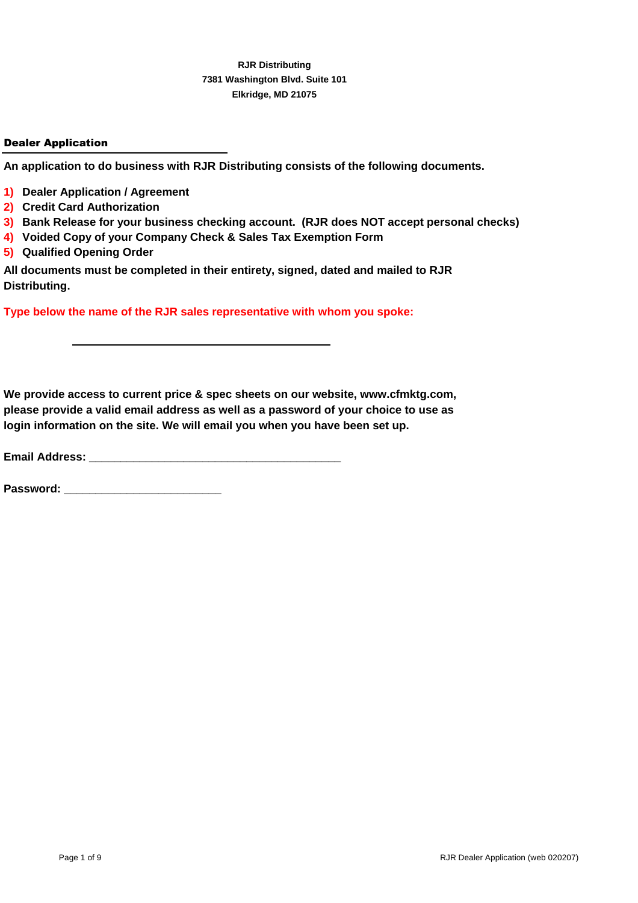**RJR Distributing**
**7381 Washington Blvd. Suite 101**
**Elkridge, MD 21075**

## Dealer Application

**An application to do business with RJR Distributing consists of the following documents.**

1) **Dealer Application / Agreement**
2) **Credit Card Authorization**
3) **Bank Release for your business checking account. (RJR does NOT accept personal checks)**
4) **Voided Copy of your Company Check & Sales Tax Exemption Form**
5) **Qualified Opening Order**

**All documents must be completed in their entirety, signed, dated and mailed to RJR Distributing.**

**Type below the name of the RJR sales representative with whom you spoke:**

_______________________________________

**We provide access to current price & spec sheets on our website, www.cfmktg.com, please provide a valid email address as well as a password of your choice to use as login information on the site. We will email you when you have been set up.**

**Email Address:** ________________________________________

**Password:** _________________________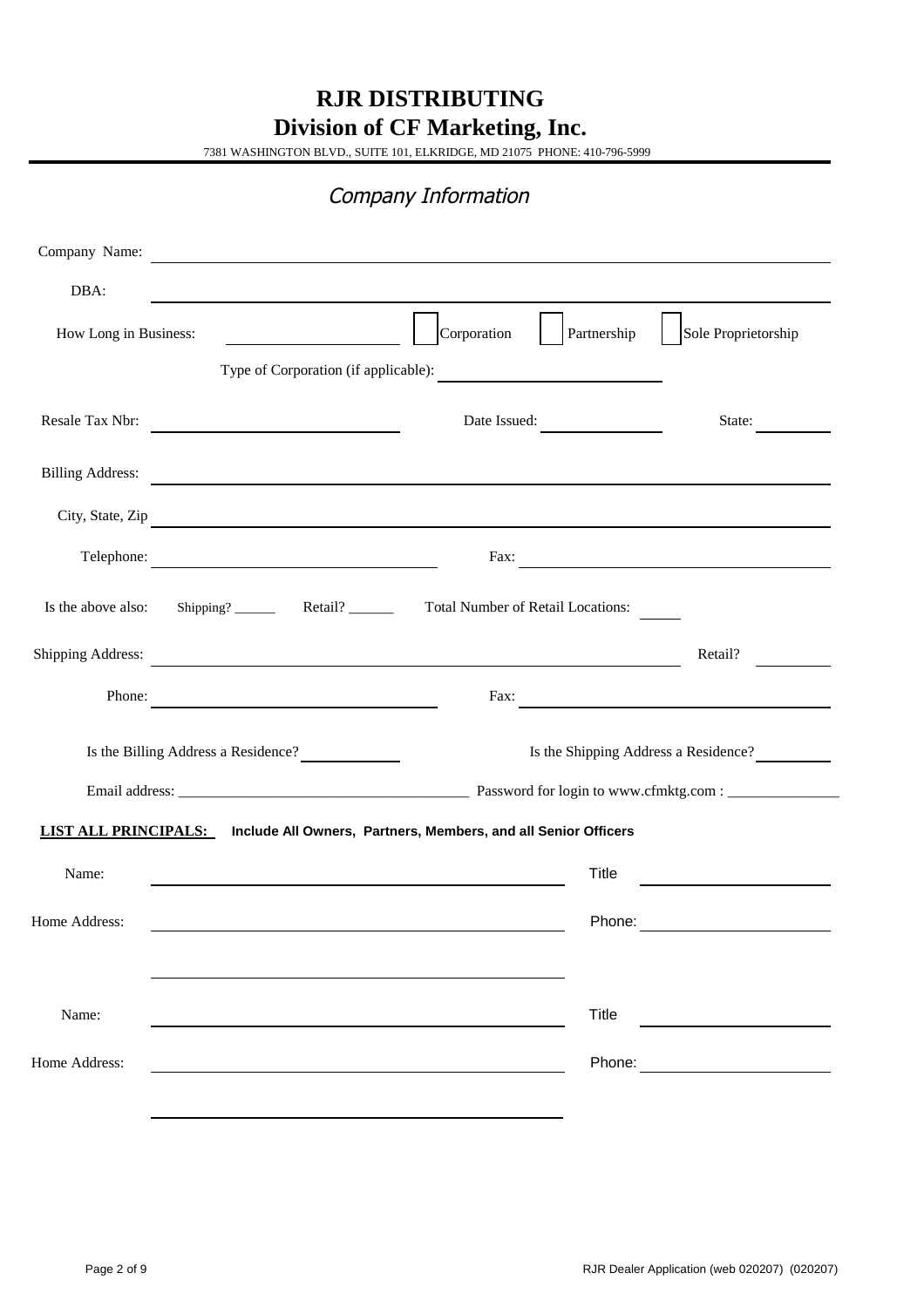# RJR DISTRIBUTING
## Division of CF Marketing, Inc.

7381 WASHINGTON BLVD., SUITE 101, ELKRIDGE, MD 21075 PHONE: 410-796-5999

## *Company Information*

Company Name: ______________________________

DBA: ______________________________

How Long in Business: ____________ ☐ Corporation ☐ Partnership ☐ Sole Proprietorship

Type of Corporation (if applicable): ____________

Resale Tax Nbr: ____________ Date Issued: ____________ State: ____________

Billing Address: ______________________________

City, State, Zip ______________________________

Telephone: ____________ Fax: ____________

Is the above also: Shipping? ______ Retail? ______ Total Number of Retail Locations: ______

Shipping Address: ______________________________ Retail? ______

Phone: ____________ Fax: ____________

Is the Billing Address a Residence? ____________ Is the Shipping Address a Residence? ____________

Email address: ______________________________________ Password for login to www.cfmktg.com : _______________

**LIST ALL PRINCIPALS:** **Include All Owners, Partners, Members, and all Senior Officers**

Name: ______________________________ Title ____________

Home Address: ______________________________ Phone: ____________

______________________________

Name: ______________________________ Title ____________

Home Address: ______________________________ Phone: ____________

______________________________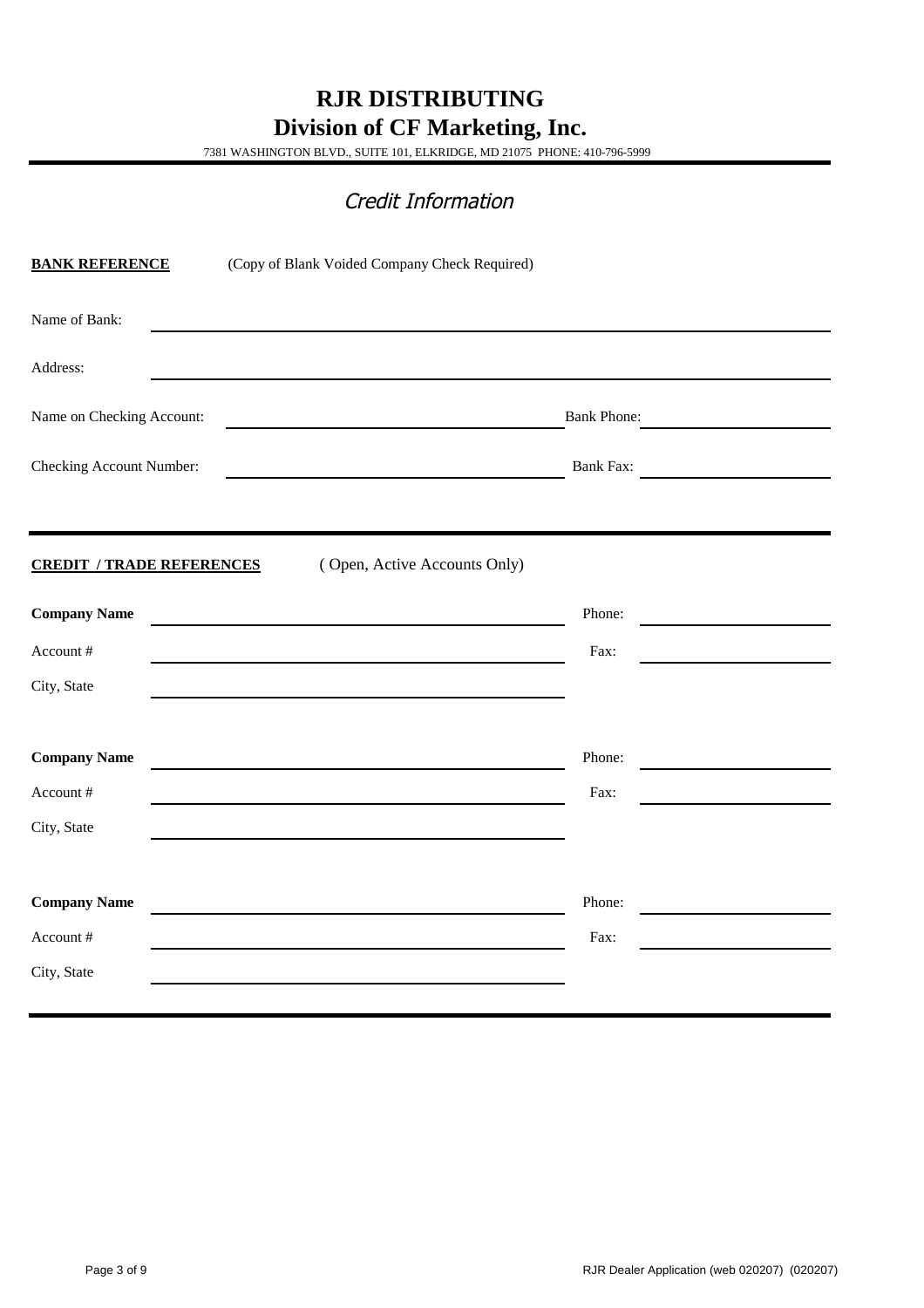# RJR DISTRIBUTING
## Division of CF Marketing, Inc.

7381 WASHINGTON BLVD., SUITE 101, ELKRIDGE, MD 21075 PHONE: 410-796-5999

---

### *Credit Information*

**BANK REFERENCE** (Copy of Blank Voided Company Check Required)

Name of Bank: ______________________________

Address: ______________________________

Name on Checking Account: ______________________________ Bank Phone: ______________

Checking Account Number: ______________________________ Bank Fax: ______________

---

**CREDIT / TRADE REFERENCES** ( Open, Active Accounts Only)

**Company Name** ______________________________ Phone: ______________

Account # ______________________________ Fax: ______________

City, State ______________________________

**Company Name** ______________________________ Phone: ______________

Account # ______________________________ Fax: ______________

City, State ______________________________

**Company Name** ______________________________ Phone: ______________

Account # ______________________________ Fax: ______________

City, State ______________________________

---

RJR Dealer Application (web 020207) (020207)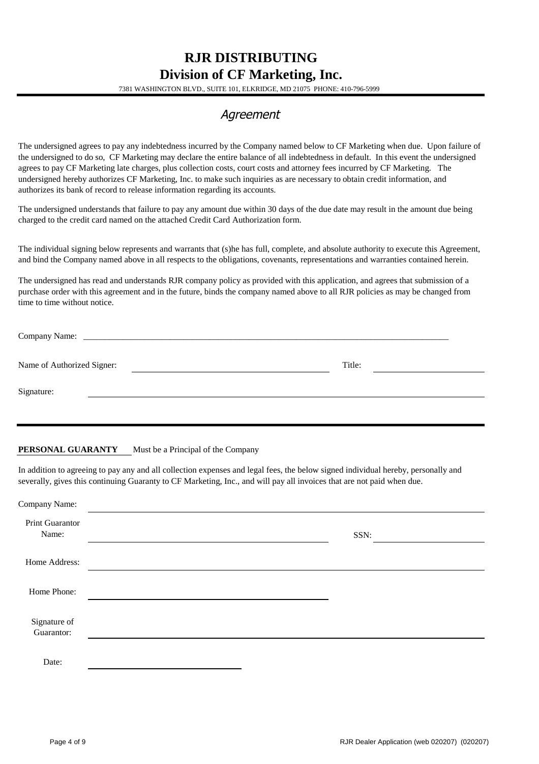# RJR DISTRIBUTING
# Division of CF Marketing, Inc.

7381 WASHINGTON BLVD., SUITE 101, ELKRIDGE, MD 21075 PHONE: 410-796-5999

## *Agreement*

The undersigned agrees to pay any indebtedness incurred by the Company named below to CF Marketing when due. Upon failure of the undersigned to do so, CF Marketing may declare the entire balance of all indebtedness in default. In this event the undersigned agrees to pay CF Marketing late charges, plus collection costs, court costs and attorney fees incurred by CF Marketing. The undersigned hereby authorizes CF Marketing, Inc. to make such inquiries as are necessary to obtain credit information, and authorizes its bank of record to release information regarding its accounts.

The undersigned understands that failure to pay any amount due within 30 days of the due date may result in the amount due being charged to the credit card named on the attached Credit Card Authorization form.

The individual signing below represents and warrants that (s)he has full, complete, and absolute authority to execute this Agreement, and bind the Company named above in all respects to the obligations, covenants, representations and warranties contained herein.

The undersigned has read and understands RJR company policy as provided with this application, and agrees that submission of a purchase order with this agreement and in the future, binds the company named above to all RJR policies as may be changed from time to time without notice.

Company Name: ______________________________________________

Name of Authorized Signer: ______________________________ Title: ________________

Signature: ______________________________________________

**PERSONAL GUARANTY** Must be a Principal of the Company

In addition to agreeing to pay any and all collection expenses and legal fees, the below signed individual hereby, personally and severally, gives this continuing Guaranty to CF Marketing, Inc., and will pay all invoices that are not paid when due.

Company Name: ______________________________________________

Print Guarantor Name: ______________________________ SSN: ________________

Home Address: ______________________________________________

Home Phone: ______________________________

Signature of Guarantor: ______________________________________________

Date: ____________________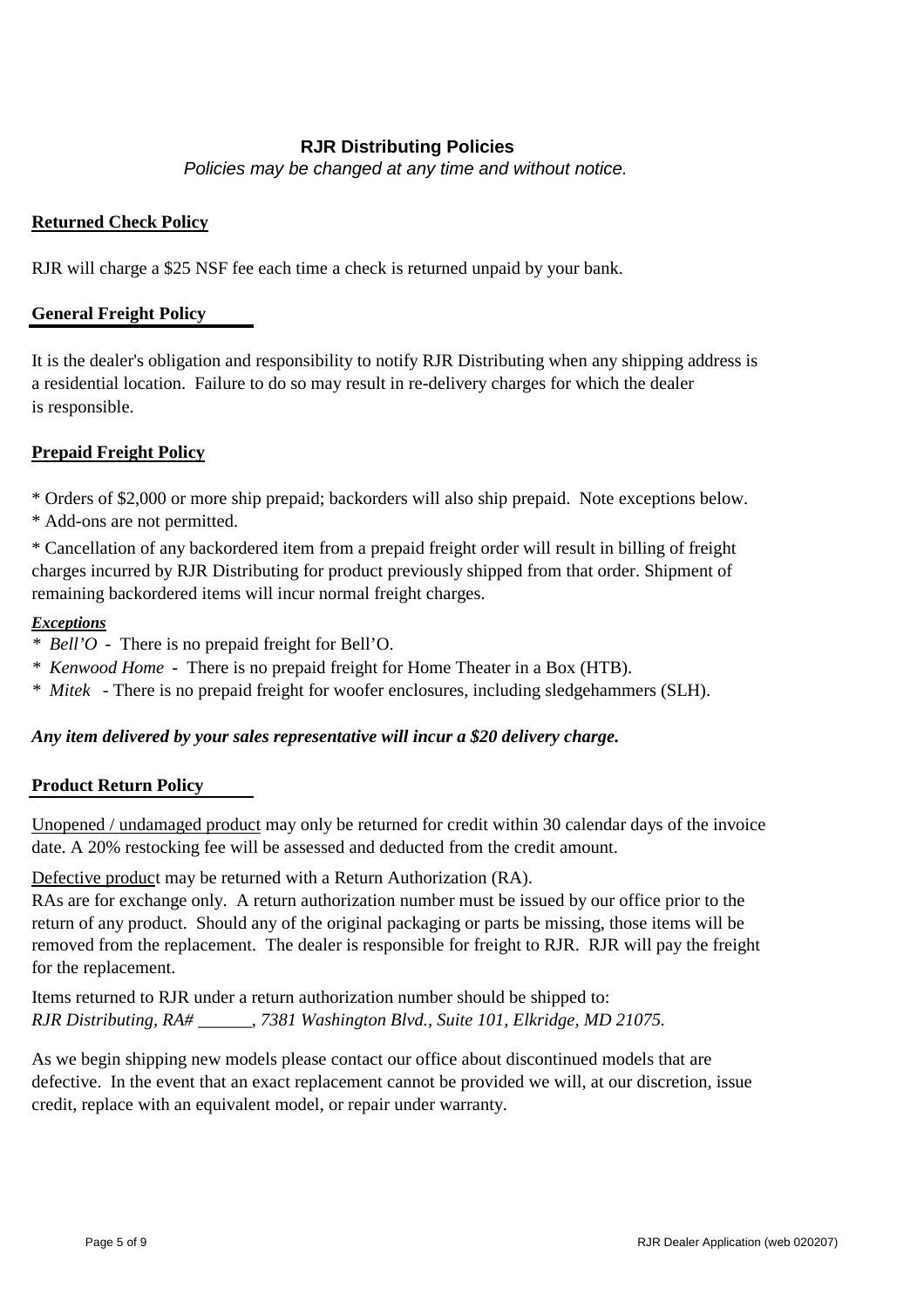# RJR Distributing Policies

*Policies may be changed at any time and without notice.*

## Returned Check Policy

RJR will charge a $25 NSF fee each time a check is returned unpaid by your bank.

## General Freight Policy

It is the dealer's obligation and responsibility to notify RJR Distributing when any shipping address is a residential location. Failure to do so may result in re-delivery charges for which the dealer is responsible.

## Prepaid Freight Policy

* Orders of $2,000 or more ship prepaid; backorders will also ship prepaid. Note exceptions below.
* Add-ons are not permitted.

* Cancellation of any backordered item from a prepaid freight order will result in billing of freight charges incurred by RJR Distributing for product previously shipped from that order. Shipment of remaining backordered items will incur normal freight charges.

***Exceptions***

* *Bell'O* - There is no prepaid freight for Bell'O.
* *Kenwood Home* - There is no prepaid freight for Home Theater in a Box (HTB).
* *Mitek* - There is no prepaid freight for woofer enclosures, including sledgehammers (SLH).

***Any item delivered by your sales representative will incur a $20 delivery charge.***

## Product Return Policy

Unopened / undamaged product may only be returned for credit within 30 calendar days of the invoice date. A 20% restocking fee will be assessed and deducted from the credit amount.

Defective product may be returned with a Return Authorization (RA).
RAs are for exchange only. A return authorization number must be issued by our office prior to the return of any product. Should any of the original packaging or parts be missing, those items will be removed from the replacement. The dealer is responsible for freight to RJR. RJR will pay the freight for the replacement.

Items returned to RJR under a return authorization number should be shipped to:
*RJR Distributing, RA# ______, 7381 Washington Blvd., Suite 101, Elkridge, MD 21075.*

As we begin shipping new models please contact our office about discontinued models that are defective. In the event that an exact replacement cannot be provided we will, at our discretion, issue credit, replace with an equivalent model, or repair under warranty.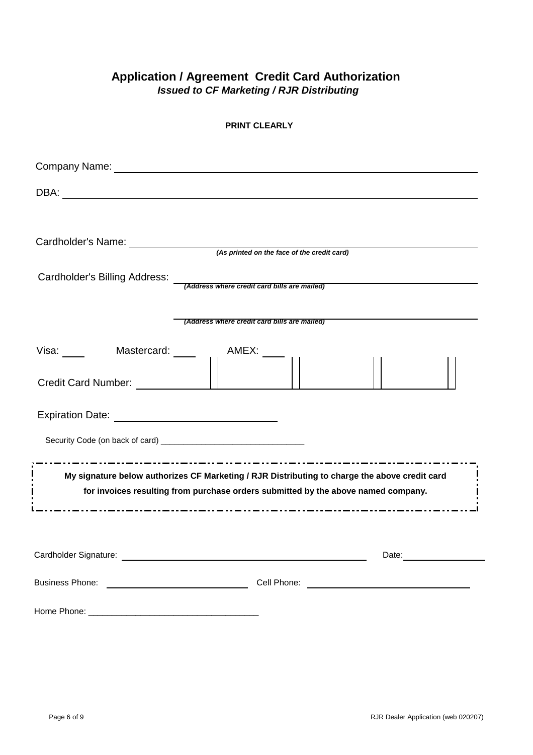# Application / Agreement Credit Card Authorization

***Issued to CF Marketing / RJR Distributing***

**PRINT CLEARLY**

Company Name: ______________________________________________

DBA: ______________________________________________

Cardholder's Name: ______________________________________________
***(As printed on the face of the credit card)***

Cardholder's Billing Address: ______________________________________________
***(Address where credit card bills are mailed)***

______________________________________________
***(Address where credit card bills are mailed)***

Visa: ____ Mastercard: ____ AMEX: ____

Credit Card Number: ____________ | ____________ | ____________ | ____________ |

Expiration Date: ____________________________

Security Code (on back of card) _______________________________

**My signature below authorizes CF Marketing / RJR Distributing to charge the above credit card for invoices resulting from purchase orders submitted by the above named company.**

Cardholder Signature: ______________________________________________ Date: ________________

Business Phone: ____________________________ Cell Phone: ________________________________

Home Phone: ____________________________________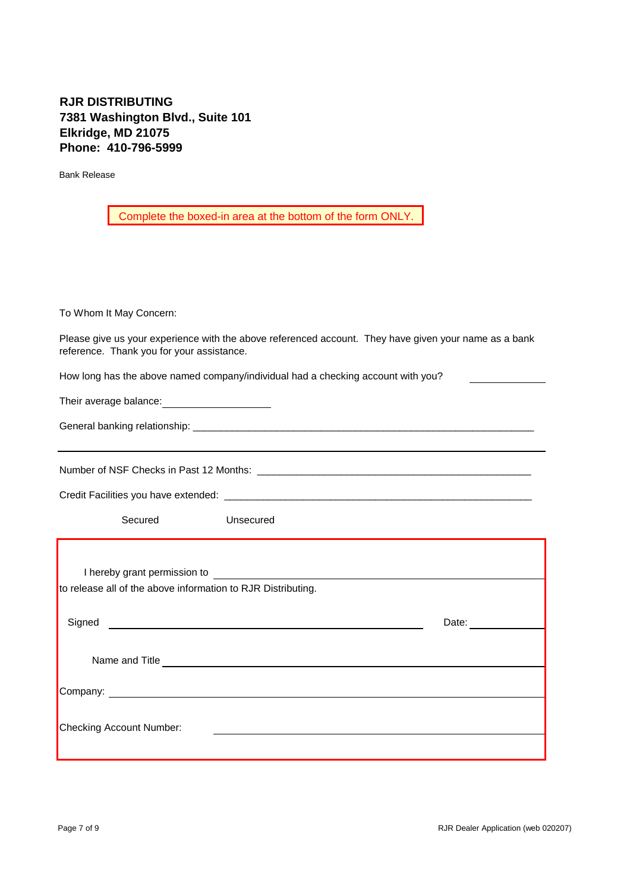**RJR DISTRIBUTING**
**7381 Washington Blvd., Suite 101**
**Elkridge, MD 21075**
**Phone: 410-796-5999**

Bank Release

Complete the boxed-in area at the bottom of the form ONLY.

To Whom It May Concern:

Please give us your experience with the above referenced account. They have given your name as a bank reference. Thank you for your assistance.

How long has the above named company/individual had a checking account with you? ______________

Their average balance: ____________________

General banking relationship: ________________________________________________________________

---

Number of NSF Checks in Past 12 Months: ______________________________________________________

Credit Facilities you have extended: ________________________________________________________

Secured Unsecured

---

I hereby grant permission to ________________________________________________
to release all of the above information to RJR Distributing.

Signed ________________________________________________ Date: ______________

Name and Title ________________________________________________

Company: ________________________________________________

Checking Account Number: ________________________________________________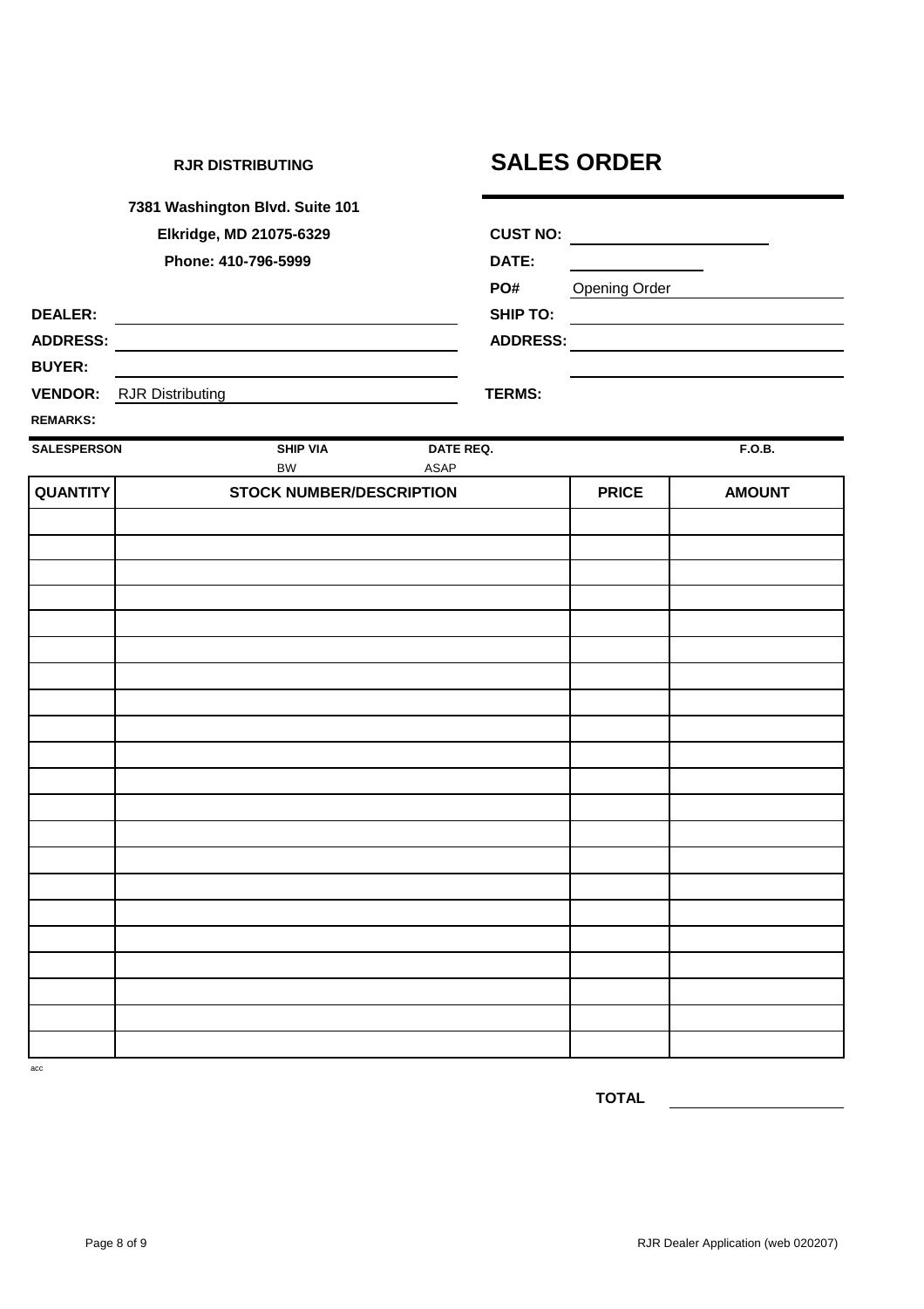**RJR DISTRIBUTING**

# SALES ORDER

**7381 Washington Blvd. Suite 101**
**Elkridge, MD 21075-6329**
**Phone: 410-796-5999**

**CUST NO:** \_\_\_\_\_\_\_\_\_\_\_\_\_\_\_\_

**DATE:** \_\_\_\_\_\_\_\_\_\_\_\_\_\_\_\_

**PO#** Opening Order

**DEALER:** \_\_\_\_\_\_\_\_\_\_\_\_\_\_\_\_

**SHIP TO:** \_\_\_\_\_\_\_\_\_\_\_\_\_\_\_\_

**ADDRESS:** \_\_\_\_\_\_\_\_\_\_\_\_\_\_\_\_

**ADDRESS:** \_\_\_\_\_\_\_\_\_\_\_\_\_\_\_\_

**BUYER:** \_\_\_\_\_\_\_\_\_\_\_\_\_\_\_\_

**VENDOR:** RJR Distributing

**TERMS:**

**REMARKS:**

| SALESPERSON | SHIP VIA | DATE REQ. | F.O.B. |
|---|---|---|---|
| | BW | ASAP | |

| QUANTITY | STOCK NUMBER/DESCRIPTION | PRICE | AMOUNT |
|---|---|---|---|
| | | | |
| | | | |
| | | | |
| | | | |
| | | | |
| | | | |
| | | | |
| | | | |
| | | | |
| | | | |
| | | | |
| | | | |
| | | | |
| | | | |
| | | | |
| | | | |
| | | | |
| | | | |
| | | | |
| | | | |
| | | | |

acc

**TOTAL** \_\_\_\_\_\_\_\_\_\_\_\_\_\_\_\_

RJR Dealer Application (web 020207)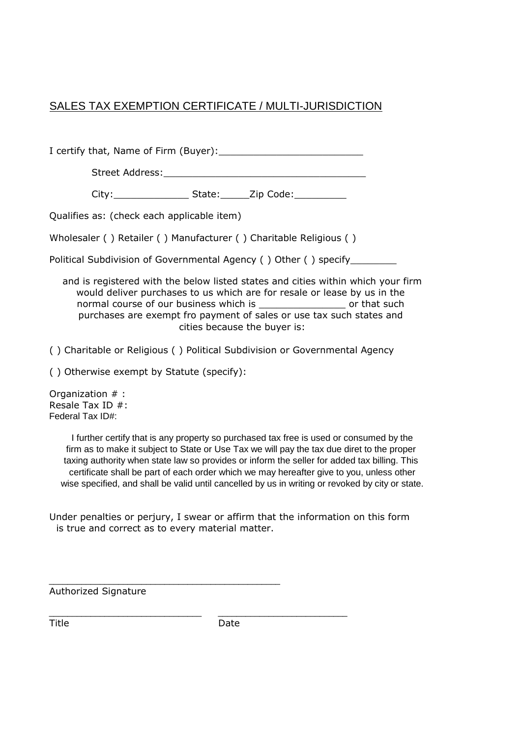# SALES TAX EXEMPTION CERTIFICATE / MULTI-JURISDICTION

I certify that, Name of Firm (Buyer):_________________________

Street Address:___________________________________

City:_____________ State:_____Zip Code:_________

Qualifies as: (check each applicable item)

Wholesaler ( ) Retailer ( ) Manufacturer ( ) Charitable Religious ( )

Political Subdivision of Governmental Agency ( ) Other ( ) specify________

and is registered with the below listed states and cities within which your firm would deliver purchases to us which are for resale or lease by us in the normal course of our business which is _______________ or that such purchases are exempt fro payment of sales or use tax such states and cities because the buyer is:

( ) Charitable or Religious ( ) Political Subdivision or Governmental Agency

( ) Otherwise exempt by Statute (specify):

Organization # :
Resale Tax ID #:
Federal Tax ID#:

I further certify that is any property so purchased tax free is used or consumed by the firm as to make it subject to State or Use Tax we will pay the tax due diret to the proper taxing authority when state law so provides or inform the seller for added tax billing. This certificate shall be part of each order which we may hereafter give to you, unless other wise specified, and shall be valid until cancelled by us in writing or revoked by city or state.

Under penalties or perjury, I swear or affirm that the information on this form is true and correct as to every material matter.

________________________________________
Authorized Signature

__________________________ ______________________
Title Date